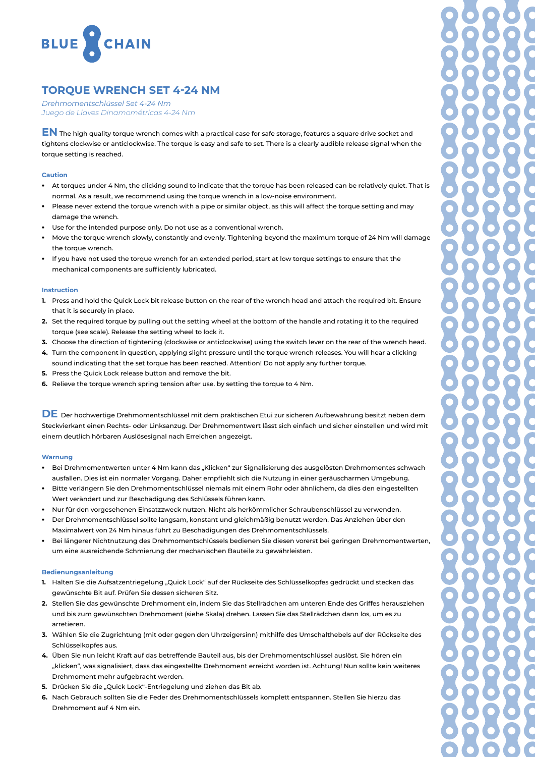BLUE CHAIN

# TORQUE WRENCH SET 4-24 NM

*Drehmomentschlüssel Set 4-24 Nm*
*Juego de Llaves Dinamométricas 4-24 Nm*

**EN** The high quality torque wrench comes with a practical case for safe storage, features a square drive socket and tightens clockwise or anticlockwise. The torque is easy and safe to set. There is a clearly audible release signal when the torque setting is reached.

### Caution

- At torques under 4 Nm, the clicking sound to indicate that the torque has been released can be relatively quiet. That is normal. As a result, we recommend using the torque wrench in a low-noise environment.
- Please never extend the torque wrench with a pipe or similar object, as this will affect the torque setting and may damage the wrench.
- Use for the intended purpose only. Do not use as a conventional wrench.
- Move the torque wrench slowly, constantly and evenly. Tightening beyond the maximum torque of 24 Nm will damage the torque wrench.
- If you have not used the torque wrench for an extended period, start at low torque settings to ensure that the mechanical components are sufficiently lubricated.

### Instruction

1. Press and hold the Quick Lock bit release button on the rear of the wrench head and attach the required bit. Ensure that it is securely in place.
2. Set the required torque by pulling out the setting wheel at the bottom of the handle and rotating it to the required torque (see scale). Release the setting wheel to lock it.
3. Choose the direction of tightening (clockwise or anticlockwise) using the switch lever on the rear of the wrench head.
4. Turn the component in question, applying slight pressure until the torque wrench releases. You will hear a clicking sound indicating that the set torque has been reached. Attention! Do not apply any further torque.
5. Press the Quick Lock release button and remove the bit.
6. Relieve the torque wrench spring tension after use. by setting the torque to 4 Nm.

**DE** Der hochwertige Drehmomentschlüssel mit dem praktischen Etui zur sicheren Aufbewahrung besitzt neben dem Steckvierkant einen Rechts- oder Linksanzug. Der Drehmomentwert lässt sich einfach und sicher einstellen und wird mit einem deutlich hörbaren Auslösesignal nach Erreichen angezeigt.

### Warnung

- Bei Drehmomentwerten unter 4 Nm kann das „Klicken" zur Signalisierung des ausgelösten Drehmomentes schwach ausfallen. Dies ist ein normaler Vorgang. Daher empfiehlt sich die Nutzung in einer geräuscharmen Umgebung.
- Bitte verlängern Sie den Drehmomentschlüssel niemals mit einem Rohr oder ähnlichem, da dies den eingestellten Wert verändert und zur Beschädigung des Schlüssels führen kann.
- Nur für den vorgesehenen Einsatzzweck nutzen. Nicht als herkömmlicher Schraubenschlüssel zu verwenden.
- Der Drehmomentschlüssel sollte langsam, konstant und gleichmäßig benutzt werden. Das Anziehen über den Maximalwert von 24 Nm hinaus führt zu Beschädigungen des Drehmomentschlüssels.
- Bei längerer Nichtnutzung des Drehmomentschlüssels bedienen Sie diesen vorerst bei geringen Drehmomentwerten, um eine ausreichende Schmierung der mechanischen Bauteile zu gewährleisten.

### Bedienungsanleitung

1. Halten Sie die Aufsatzentriegelung „Quick Lock" auf der Rückseite des Schlüsselkopfes gedrückt und stecken das gewünschte Bit auf. Prüfen Sie dessen sicheren Sitz.
2. Stellen Sie das gewünschte Drehmoment ein, indem Sie das Stellrädchen am unteren Ende des Griffes herausziehen und bis zum gewünschten Drehmoment (siehe Skala) drehen. Lassen Sie das Stellrädchen dann los, um es zu arretieren.
3. Wählen Sie die Zugrichtung (mit oder gegen den Uhrzeigersinn) mithilfe des Umschalthebels auf der Rückseite des Schlüsselkopfes aus.
4. Üben Sie nun leicht Kraft auf das betreffende Bauteil aus, bis der Drehmomentschlüssel auslöst. Sie hören ein „klicken", was signalisiert, dass das eingestellte Drehmoment erreicht worden ist. Achtung! Nun sollte kein weiteres Drehmoment mehr aufgebracht werden.
5. Drücken Sie die „Quick Lock"-Entriegelung und ziehen das Bit ab.
6. Nach Gebrauch sollten Sie die Feder des Drehmomentschlüssels komplett entspannen. Stellen Sie hierzu das Drehmoment auf 4 Nm ein.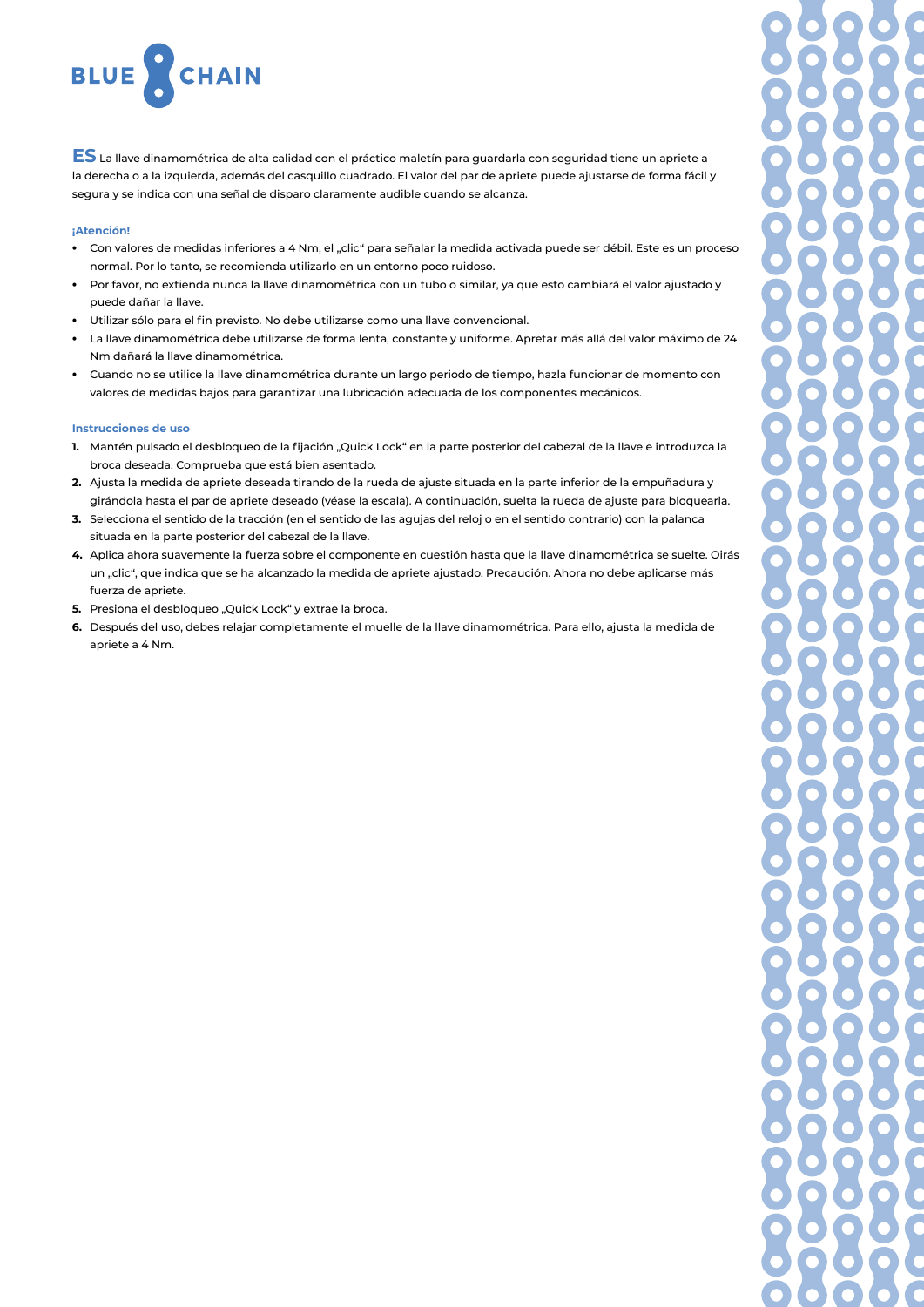BLUE CHAIN

**ES** La llave dinamométrica de alta calidad con el práctico maletín para guardarla con seguridad tiene un apriete a la derecha o a la izquierda, además del casquillo cuadrado. El valor del par de apriete puede ajustarse de forma fácil y segura y se indica con una señal de disparo claramente audible cuando se alcanza.

**¡Atención!**

- Con valores de medidas inferiores a 4 Nm, el „clic" para señalar la medida activada puede ser débil. Este es un proceso normal. Por lo tanto, se recomienda utilizarlo en un entorno poco ruidoso.
- Por favor, no extienda nunca la llave dinamométrica con un tubo o similar, ya que esto cambiará el valor ajustado y puede dañar la llave.
- Utilizar sólo para el fin previsto. No debe utilizarse como una llave convencional.
- La llave dinamométrica debe utilizarse de forma lenta, constante y uniforme. Apretar más allá del valor máximo de 24 Nm dañará la llave dinamométrica.
- Cuando no se utilice la llave dinamométrica durante un largo periodo de tiempo, hazla funcionar de momento con valores de medidas bajos para garantizar una lubricación adecuada de los componentes mecánicos.

**Instrucciones de uso**

1. Mantén pulsado el desbloqueo de la fijación „Quick Lock" en la parte posterior del cabezal de la llave e introduzca la broca deseada. Comprueba que está bien asentado.
2. Ajusta la medida de apriete deseada tirando de la rueda de ajuste situada en la parte inferior de la empuñadura y girándola hasta el par de apriete deseado (véase la escala). A continuación, suelta la rueda de ajuste para bloquearla.
3. Selecciona el sentido de la tracción (en el sentido de las agujas del reloj o en el sentido contrario) con la palanca situada en la parte posterior del cabezal de la llave.
4. Aplica ahora suavemente la fuerza sobre el componente en cuestión hasta que la llave dinamométrica se suelte. Oirás un „clic", que indica que se ha alcanzado la medida de apriete ajustado. Precaución. Ahora no debe aplicarse más fuerza de apriete.
5. Presiona el desbloqueo „Quick Lock" y extrae la broca.
6. Después del uso, debes relajar completamente el muelle de la llave dinamométrica. Para ello, ajusta la medida de apriete a 4 Nm.